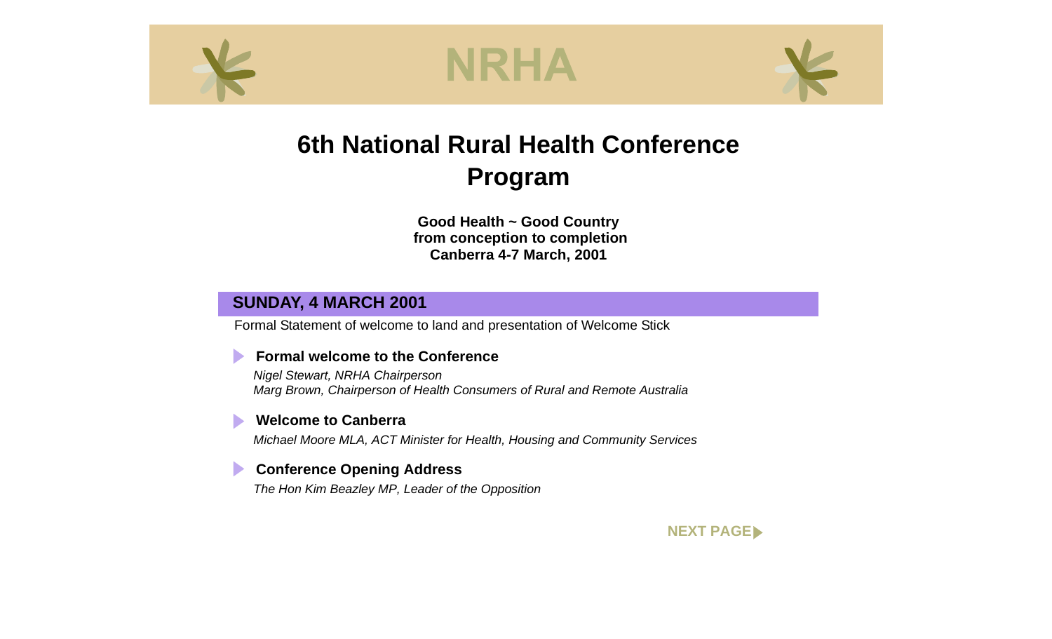# NRHA

# 6th National Rural Health Conference Program

**Good Health ~ Good Country**
**from conception to completion**
**Canberra 4-7 March, 2001**

## SUNDAY, 4 MARCH 2001

Formal Statement of welcome to land and presentation of Welcome Stick

### Formal welcome to the Conference

*Nigel Stewart, NRHA Chairperson*
*Marg Brown, Chairperson of Health Consumers of Rural and Remote Australia*

### Welcome to Canberra

*Michael Moore MLA, ACT Minister for Health, Housing and Community Services*

### Conference Opening Address

*The Hon Kim Beazley MP, Leader of the Opposition*

NEXT PAGE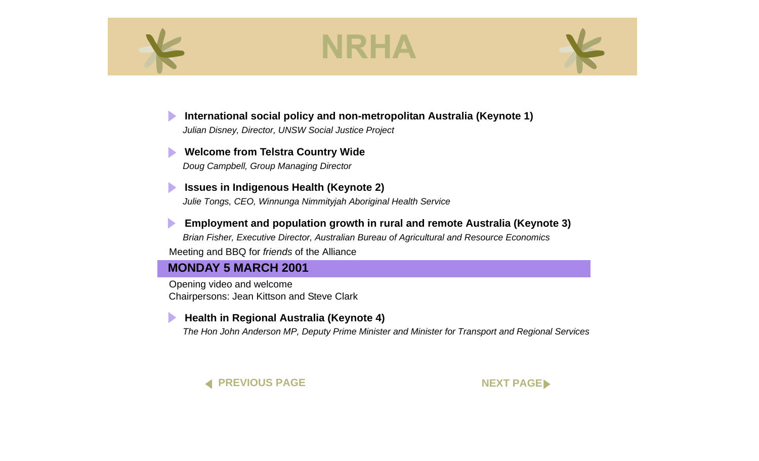- **International social policy and non-metropolitan Australia (Keynote 1)**
  *Julian Disney, Director, UNSW Social Justice Project*

- **Welcome from Telstra Country Wide**
  *Doug Campbell, Group Managing Director*

- **Issues in Indigenous Health (Keynote 2)**
  *Julie Tongs, CEO, Winnunga Nimmityjah Aboriginal Health Service*

- **Employment and population growth in rural and remote Australia (Keynote 3)**
  *Brian Fisher, Executive Director, Australian Bureau of Agricultural and Resource Economics*

Meeting and BBQ for *friends* of the Alliance

## MONDAY 5 MARCH 2001

Opening video and welcome
Chairpersons: Jean Kittson and Steve Clark

- **Health in Regional Australia (Keynote 4)**
  *The Hon John Anderson MP, Deputy Prime Minister and Minister for Transport and Regional Services*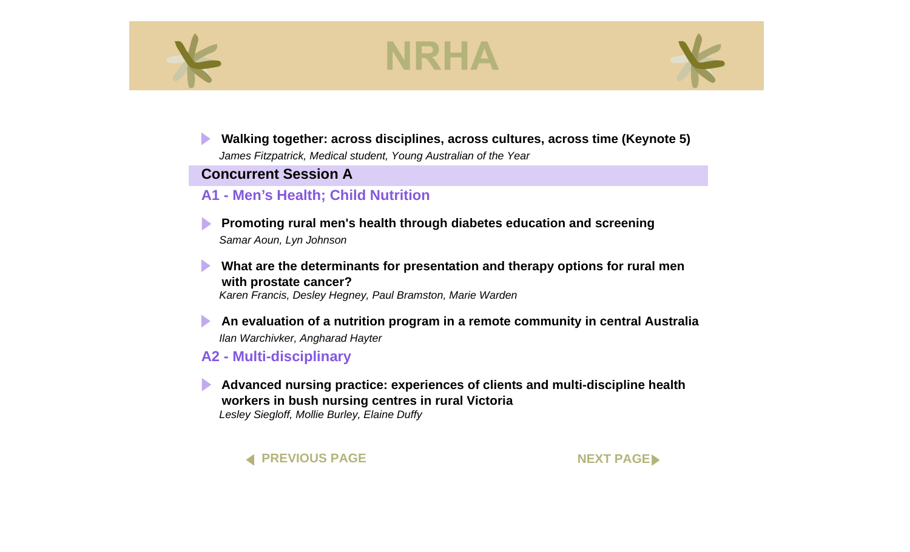- **Walking together: across disciplines, across cultures, across time (Keynote 5)**
  *James Fitzpatrick, Medical student, Young Australian of the Year*

## Concurrent Session A

### A1 - Men's Health; Child Nutrition

- **Promoting rural men's health through diabetes education and screening**
  *Samar Aoun, Lyn Johnson*

- **What are the determinants for presentation and therapy options for rural men with prostate cancer?**
  *Karen Francis, Desley Hegney, Paul Bramston, Marie Warden*

- **An evaluation of a nutrition program in a remote community in central Australia**
  *Ilan Warchivker, Angharad Hayter*

### A2 - Multi-disciplinary

- **Advanced nursing practice: experiences of clients and multi-discipline health workers in bush nursing centres in rural Victoria**
  *Lesley Siegloff, Mollie Burley, Elaine Duffy*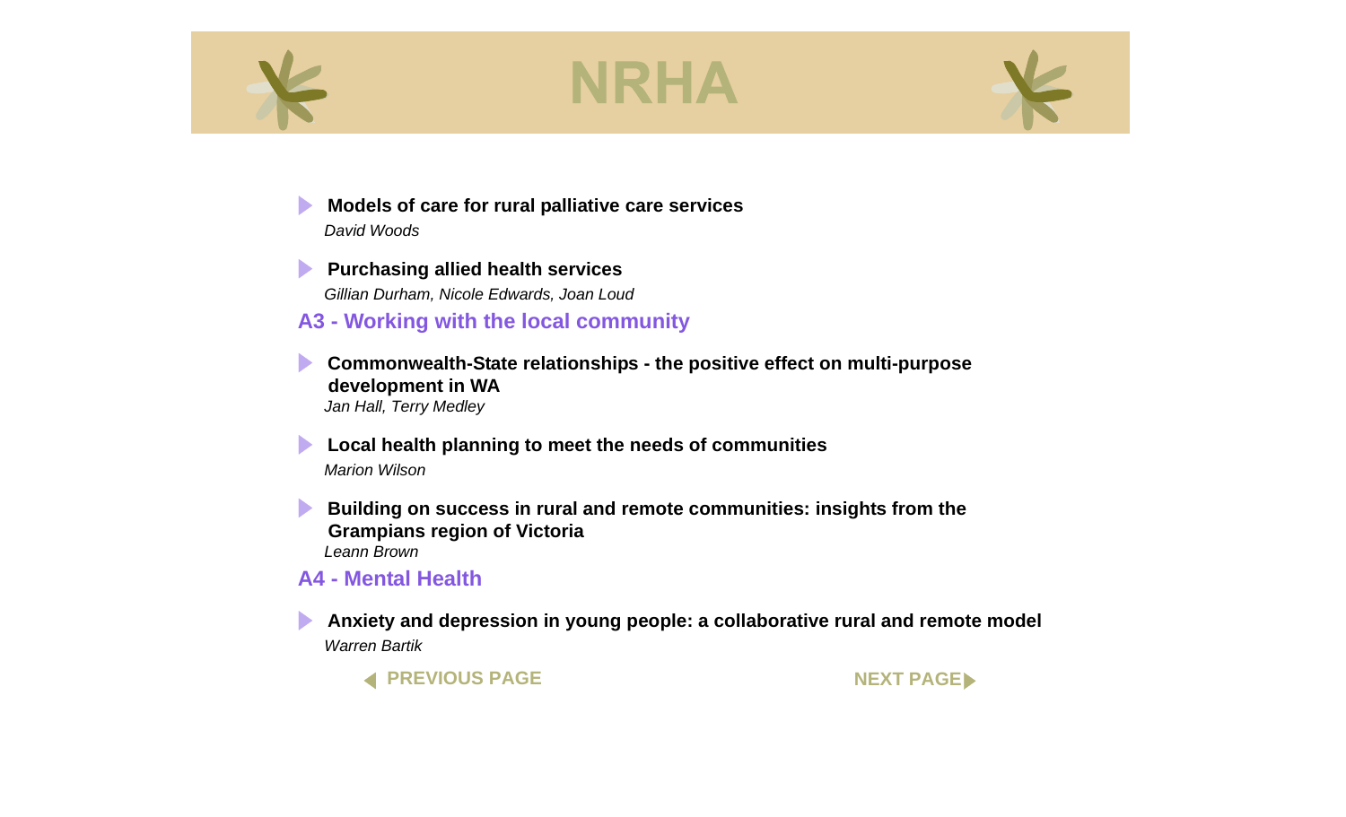- **Models of care for rural palliative care services**
  *David Woods*

- **Purchasing allied health services**
  *Gillian Durham, Nicole Edwards, Joan Loud*

## A3 - Working with the local community

- **Commonwealth-State relationships - the positive effect on multi-purpose development in WA**
  *Jan Hall, Terry Medley*

- **Local health planning to meet the needs of communities**
  *Marion Wilson*

- **Building on success in rural and remote communities: insights from the Grampians region of Victoria**
  *Leann Brown*

## A4 - Mental Health

- **Anxiety and depression in young people: a collaborative rural and remote model**
  *Warren Bartik*

PREVIOUS PAGE NEXT PAGE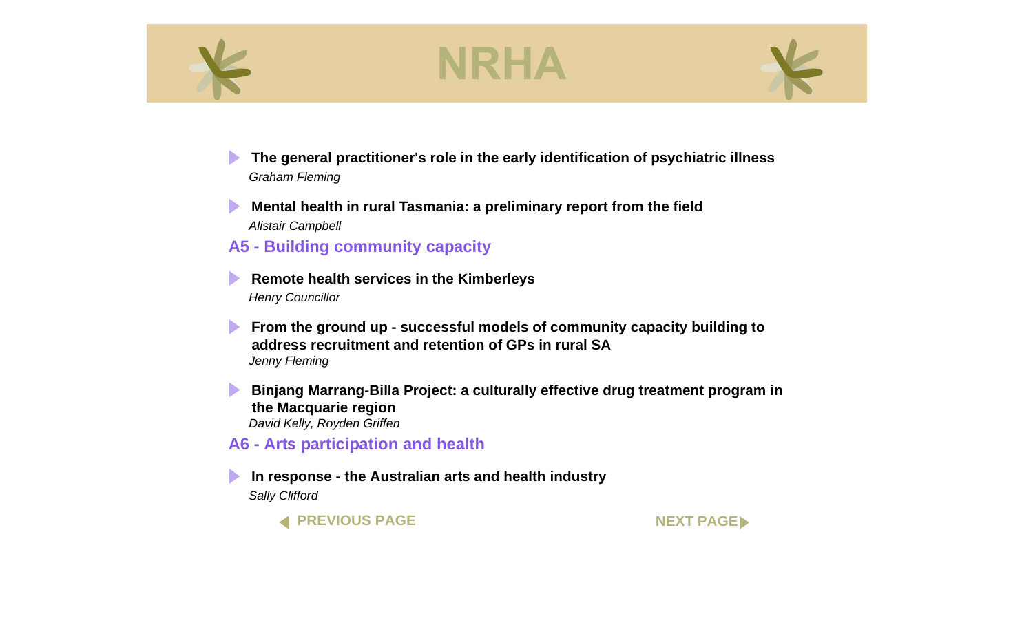- **The general practitioner's role in the early identification of psychiatric illness**
  *Graham Fleming*

- **Mental health in rural Tasmania: a preliminary report from the field**
  *Alistair Campbell*

## A5 - Building community capacity

- **Remote health services in the Kimberleys**
  *Henry Councillor*

- **From the ground up - successful models of community capacity building to address recruitment and retention of GPs in rural SA**
  *Jenny Fleming*

- **Binjang Marrang-Billa Project: a culturally effective drug treatment program in the Macquarie region**
  *David Kelly, Royden Griffen*

## A6 - Arts participation and health

- **In response - the Australian arts and health industry**
  *Sally Clifford*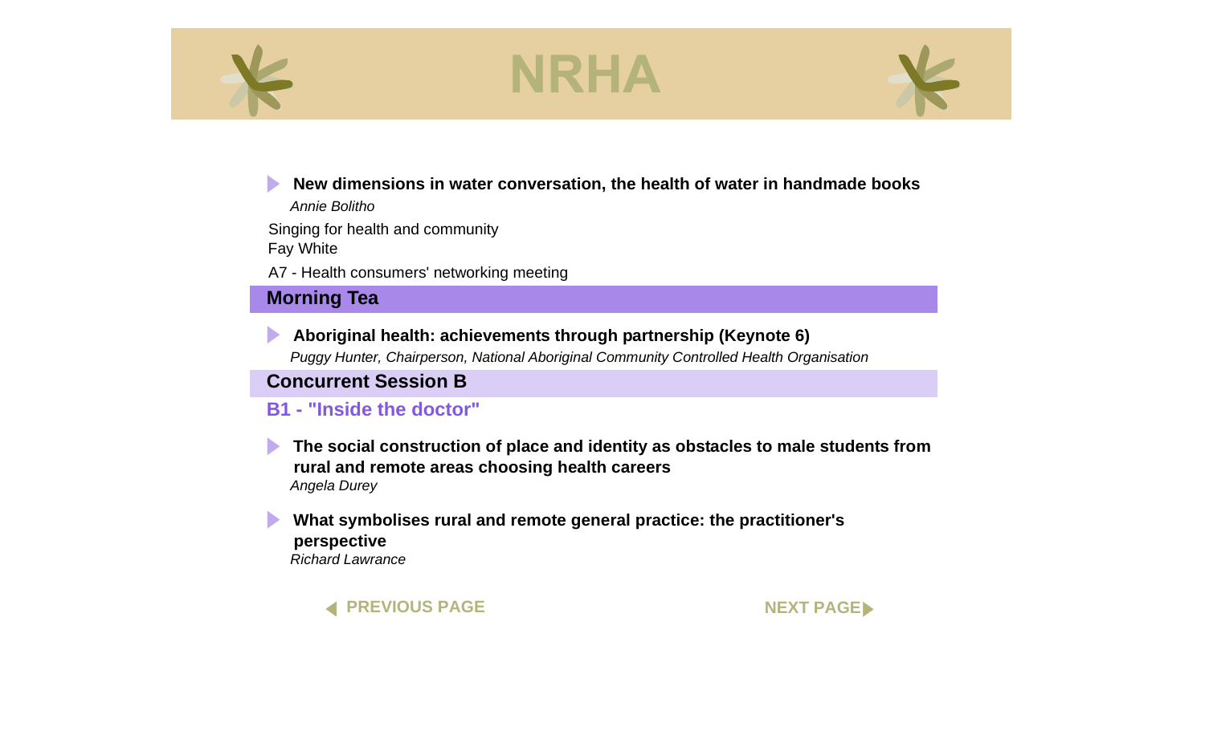**New dimensions in water conversation, the health of water in handmade books**
*Annie Bolitho*

Singing for health and community
Fay White

A7 - Health consumers' networking meeting

## Morning Tea

**Aboriginal health: achievements through partnership (Keynote 6)**
*Puggy Hunter, Chairperson, National Aboriginal Community Controlled Health Organisation*

## Concurrent Session B

### B1 - "Inside the doctor"

**The social construction of place and identity as obstacles to male students from rural and remote areas choosing health careers**
*Angela Durey*

**What symbolises rural and remote general practice: the practitioner's perspective**
*Richard Lawrance*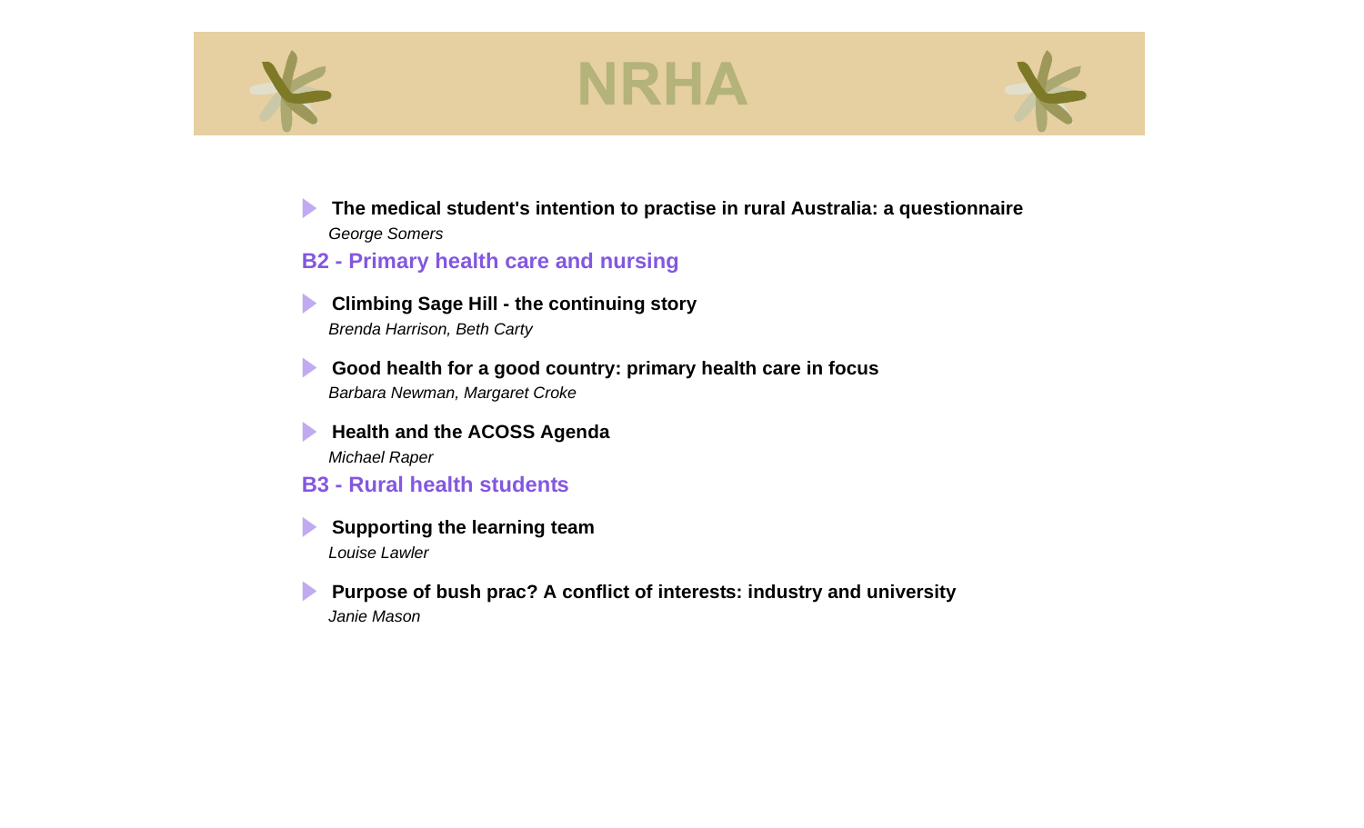- **The medical student's intention to practise in rural Australia: a questionnaire**
  *George Somers*

## B2 - Primary health care and nursing

- **Climbing Sage Hill - the continuing story**
  *Brenda Harrison, Beth Carty*

- **Good health for a good country: primary health care in focus**
  *Barbara Newman, Margaret Croke*

- **Health and the ACOSS Agenda**
  *Michael Raper*

## B3 - Rural health students

- **Supporting the learning team**
  *Louise Lawler*

- **Purpose of bush prac? A conflict of interests: industry and university**
  *Janie Mason*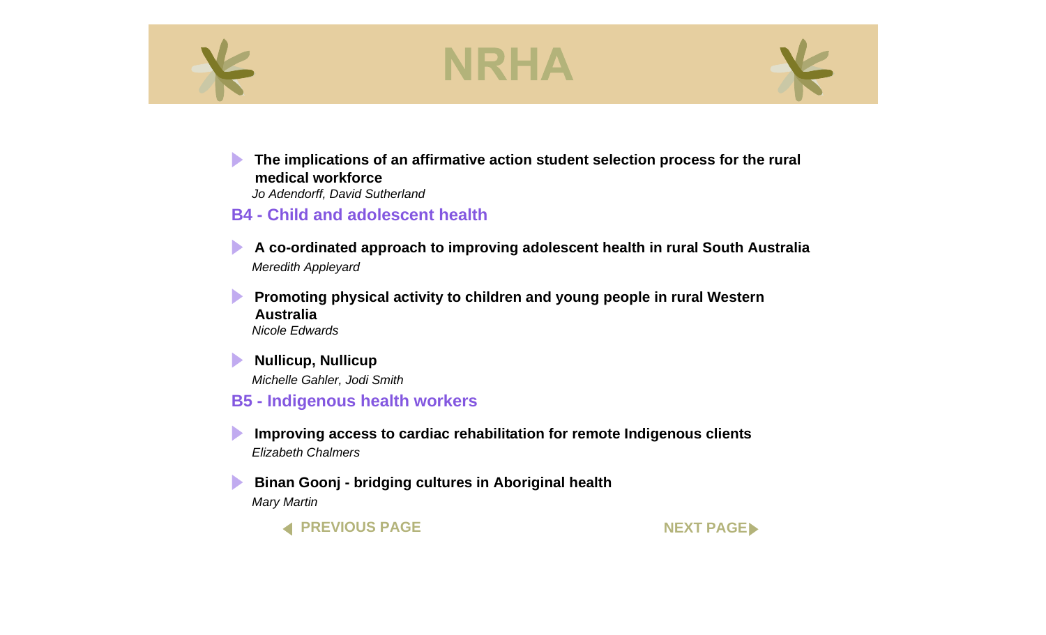- **The implications of an affirmative action student selection process for the rural medical workforce**
  *Jo Adendorff, David Sutherland*

## B4 - Child and adolescent health

- **A co-ordinated approach to improving adolescent health in rural South Australia**
  *Meredith Appleyard*

- **Promoting physical activity to children and young people in rural Western Australia**
  *Nicole Edwards*

- **Nullicup, Nullicup**
  *Michelle Gahler, Jodi Smith*

## B5 - Indigenous health workers

- **Improving access to cardiac rehabilitation for remote Indigenous clients**
  *Elizabeth Chalmers*

- **Binan Goonj - bridging cultures in Aboriginal health**
  *Mary Martin*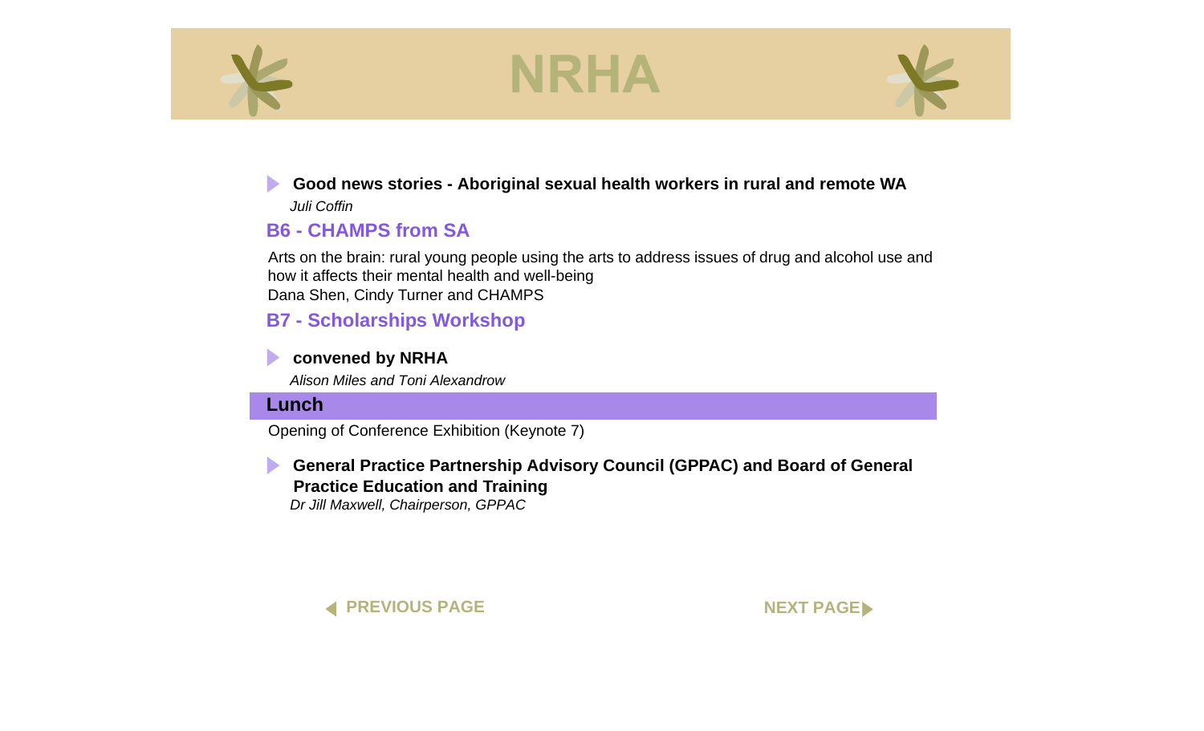- **Good news stories - Aboriginal sexual health workers in rural and remote WA**
  *Juli Coffin*

## B6 - CHAMPS from SA

Arts on the brain: rural young people using the arts to address issues of drug and alcohol use and how it affects their mental health and well-being
Dana Shen, Cindy Turner and CHAMPS

## B7 - Scholarships Workshop

- **convened by NRHA**
  *Alison Miles and Toni Alexandrow*

## Lunch

Opening of Conference Exhibition (Keynote 7)

- **General Practice Partnership Advisory Council (GPPAC) and Board of General Practice Education and Training**
  *Dr Jill Maxwell, Chairperson, GPPAC*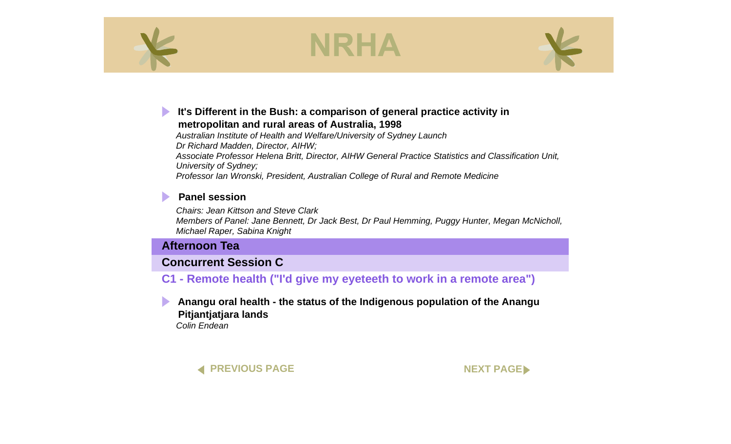**It's Different in the Bush: a comparison of general practice activity in metropolitan and rural areas of Australia, 1998**

*Australian Institute of Health and Welfare/University of Sydney Launch*
*Dr Richard Madden, Director, AIHW;*
*Associate Professor Helena Britt, Director, AIHW General Practice Statistics and Classification Unit, University of Sydney;*
*Professor Ian Wronski, President, Australian College of Rural and Remote Medicine*

**Panel session**

*Chairs: Jean Kittson and Steve Clark*
*Members of Panel: Jane Bennett, Dr Jack Best, Dr Paul Hemming, Puggy Hunter, Megan McNicholl, Michael Raper, Sabina Knight*

## Afternoon Tea

## Concurrent Session C

### C1 - Remote health ("I'd give my eyeteeth to work in a remote area")

**Anangu oral health - the status of the Indigenous population of the Anangu Pitjantjatjara lands**

*Colin Endean*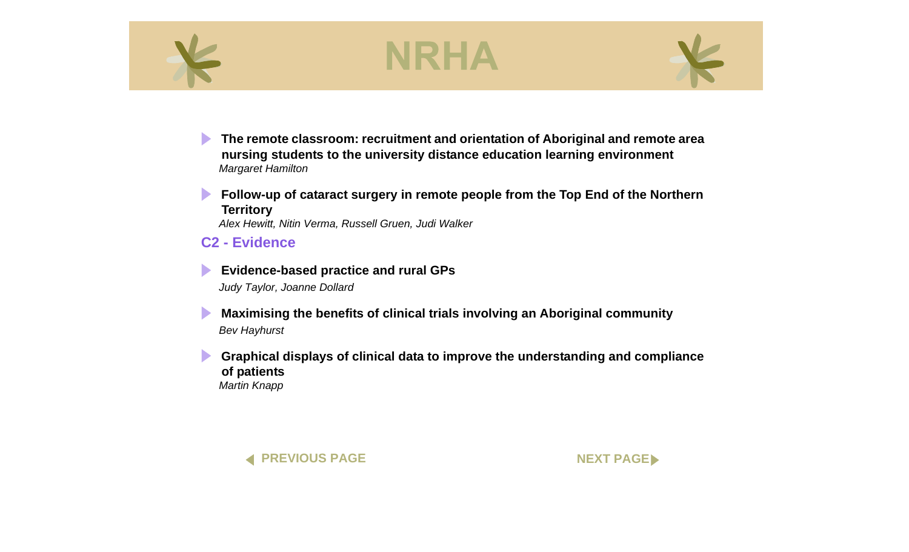- **The remote classroom: recruitment and orientation of Aboriginal and remote area nursing students to the university distance education learning environment**
  *Margaret Hamilton*

- **Follow-up of cataract surgery in remote people from the Top End of the Northern Territory**
  *Alex Hewitt, Nitin Verma, Russell Gruen, Judi Walker*

## C2 - Evidence

- **Evidence-based practice and rural GPs**
  *Judy Taylor, Joanne Dollard*

- **Maximising the benefits of clinical trials involving an Aboriginal community**
  *Bev Hayhurst*

- **Graphical displays of clinical data to improve the understanding and compliance of patients**
  *Martin Knapp*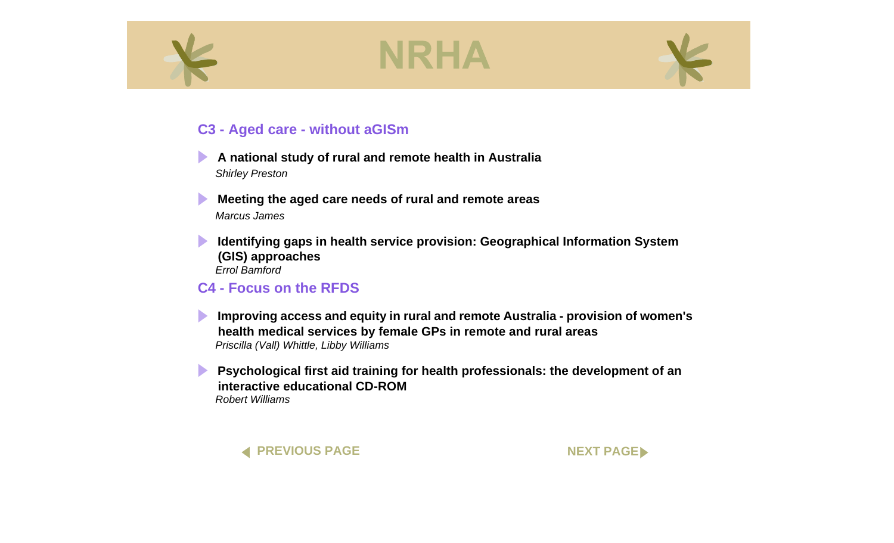## C3 - Aged care - without aGISm

- **A national study of rural and remote health in Australia**
  *Shirley Preston*

- **Meeting the aged care needs of rural and remote areas**
  *Marcus James*

- **Identifying gaps in health service provision: Geographical Information System (GIS) approaches**
  *Errol Bamford*

## C4 - Focus on the RFDS

- **Improving access and equity in rural and remote Australia - provision of women's health medical services by female GPs in remote and rural areas**
  *Priscilla (Vall) Whittle, Libby Williams*

- **Psychological first aid training for health professionals: the development of an interactive educational CD-ROM**
  *Robert Williams*

PREVIOUS PAGE

NEXT PAGE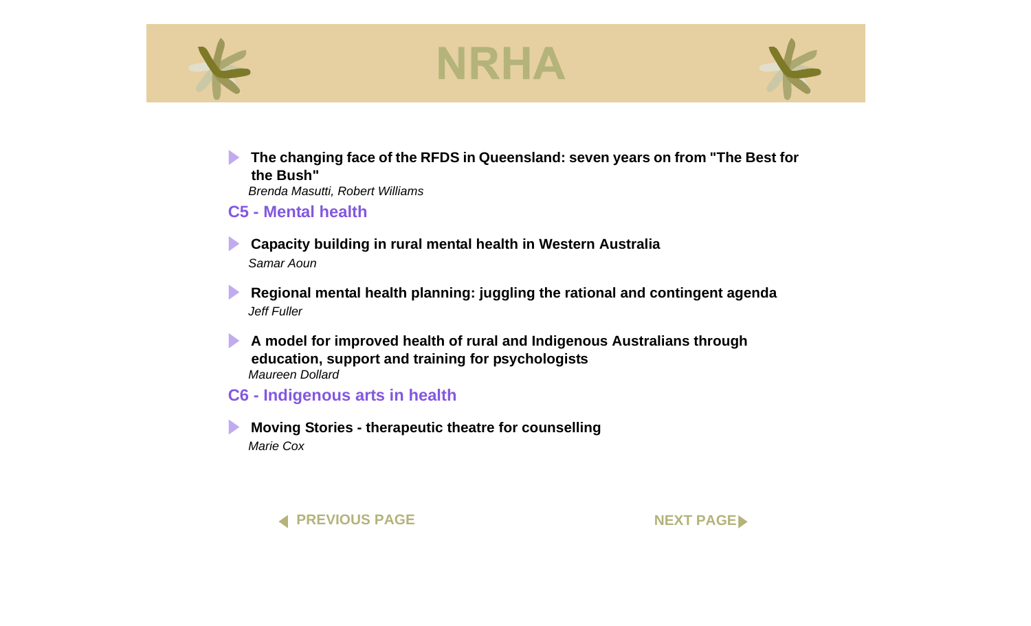- **The changing face of the RFDS in Queensland: seven years on from "The Best for the Bush"**
  *Brenda Masutti, Robert Williams*

## C5 - Mental health

- **Capacity building in rural mental health in Western Australia**
  *Samar Aoun*

- **Regional mental health planning: juggling the rational and contingent agenda**
  *Jeff Fuller*

- **A model for improved health of rural and Indigenous Australians through education, support and training for psychologists**
  *Maureen Dollard*

## C6 - Indigenous arts in health

- **Moving Stories - therapeutic theatre for counselling**
  *Marie Cox*

PREVIOUS PAGE

NEXT PAGE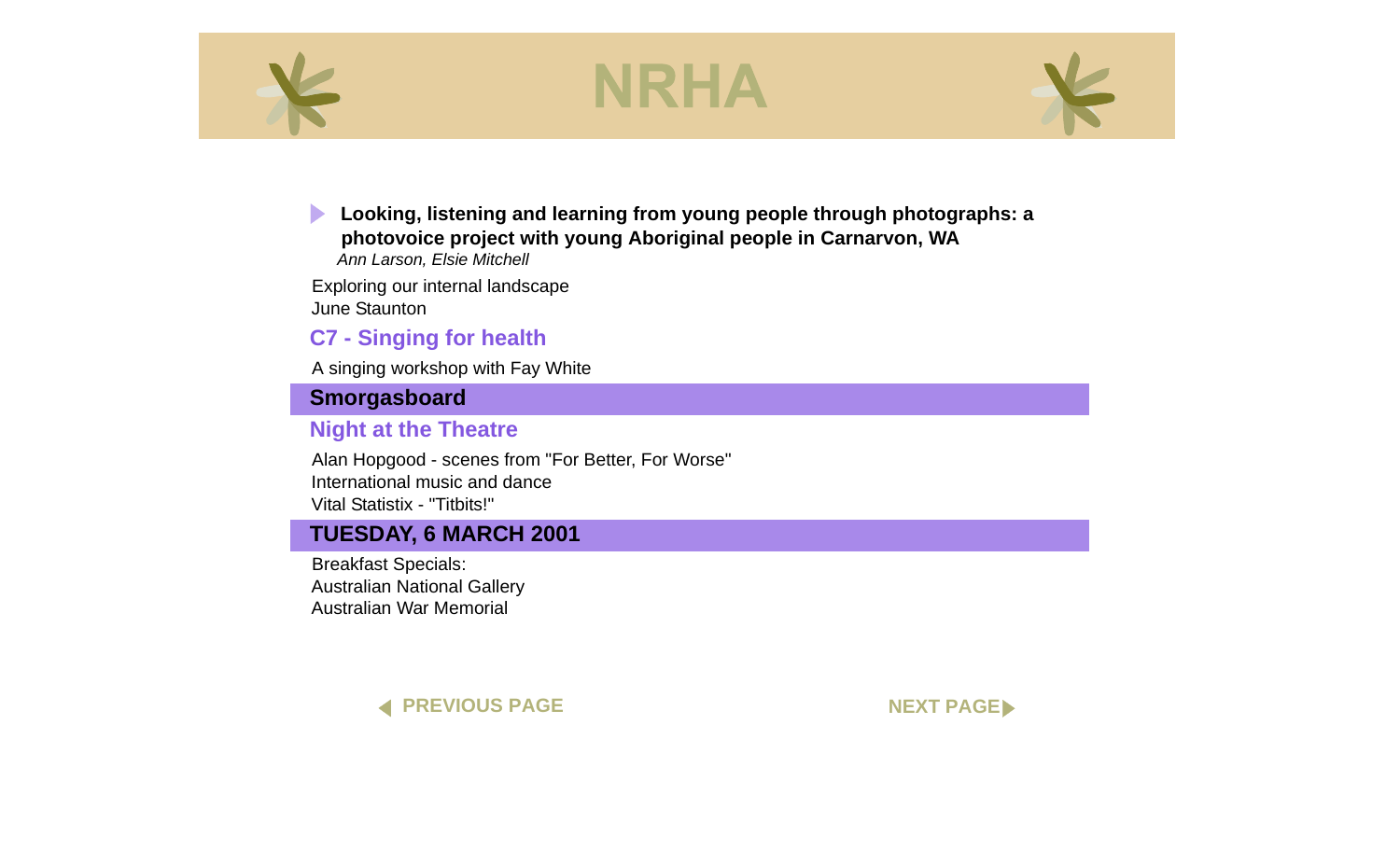**Looking, listening and learning from young people through photographs: a photovoice project with young Aboriginal people in Carnarvon, WA**
*Ann Larson, Elsie Mitchell*

Exploring our internal landscape
June Staunton

### C7 - Singing for health

A singing workshop with Fay White

## Smorgasboard

### Night at the Theatre

Alan Hopgood - scenes from "For Better, For Worse"
International music and dance
Vital Statistix - "Titbits!"

## TUESDAY, 6 MARCH 2001

Breakfast Specials:
Australian National Gallery
Australian War Memorial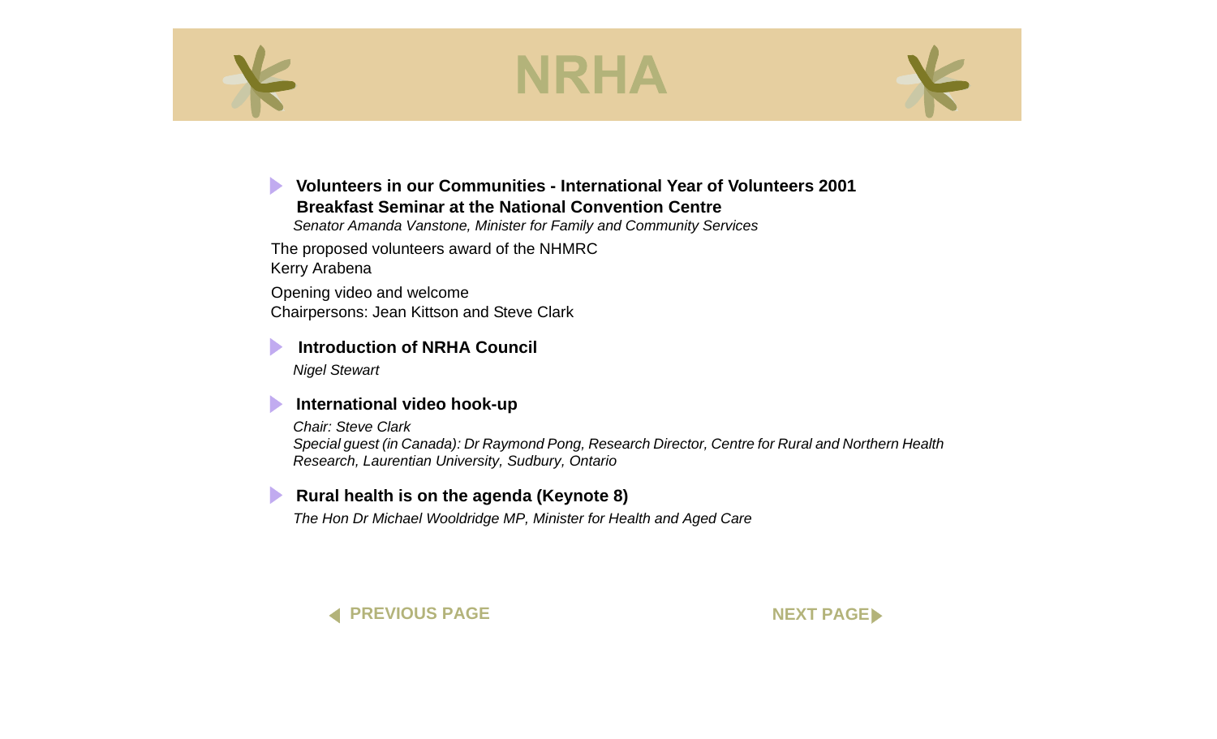### Volunteers in our Communities - International Year of Volunteers 2001 Breakfast Seminar at the National Convention Centre

*Senator Amanda Vanstone, Minister for Family and Community Services*

The proposed volunteers award of the NHMRC
Kerry Arabena

Opening video and welcome
Chairpersons: Jean Kittson and Steve Clark

### Introduction of NRHA Council

*Nigel Stewart*

### International video hook-up

*Chair: Steve Clark*
*Special guest (in Canada): Dr Raymond Pong, Research Director, Centre for Rural and Northern Health Research, Laurentian University, Sudbury, Ontario*

### Rural health is on the agenda (Keynote 8)

*The Hon Dr Michael Wooldridge MP, Minister for Health and Aged Care*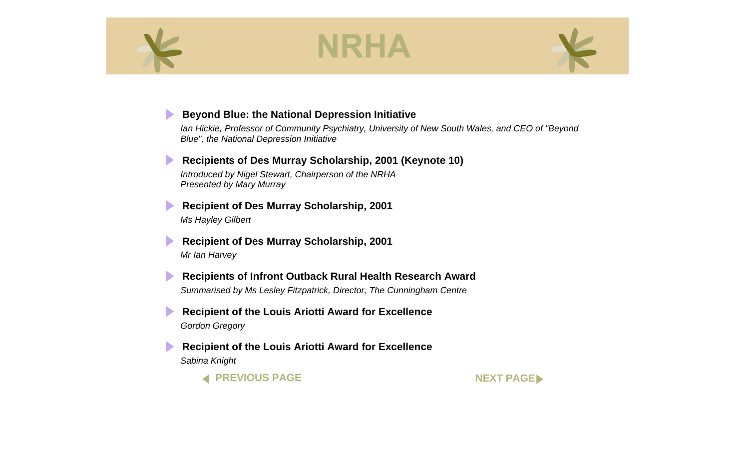# NRHA

- **Beyond Blue: the National Depression Initiative**
  *Ian Hickie, Professor of Community Psychiatry, University of New South Wales, and CEO of "Beyond Blue", the National Depression Initiative*

- **Recipients of Des Murray Scholarship, 2001 (Keynote 10)**
  *Introduced by Nigel Stewart, Chairperson of the NRHA*
  *Presented by Mary Murray*

- **Recipient of Des Murray Scholarship, 2001**
  *Ms Hayley Gilbert*

- **Recipient of Des Murray Scholarship, 2001**
  *Mr Ian Harvey*

- **Recipients of Infront Outback Rural Health Research Award**
  *Summarised by Ms Lesley Fitzpatrick, Director, The Cunningham Centre*

- **Recipient of the Louis Ariotti Award for Excellence**
  *Gordon Gregory*

- **Recipient of the Louis Ariotti Award for Excellence**
  *Sabina Knight*

PREVIOUS PAGE | NEXT PAGE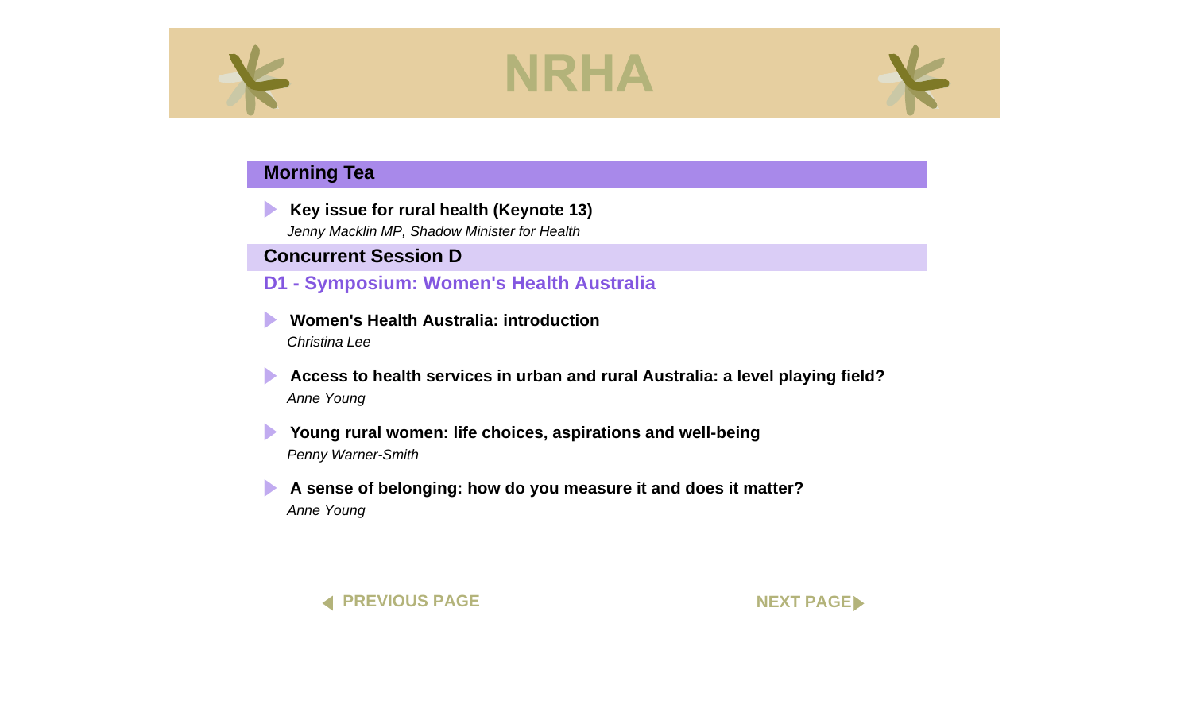## Morning Tea

- **Key issue for rural health (Keynote 13)**
  *Jenny Macklin MP, Shadow Minister for Health*

## Concurrent Session D

### D1 - Symposium: Women's Health Australia

- **Women's Health Australia: introduction**
  *Christina Lee*

- **Access to health services in urban and rural Australia: a level playing field?**
  *Anne Young*

- **Young rural women: life choices, aspirations and well-being**
  *Penny Warner-Smith*

- **A sense of belonging: how do you measure it and does it matter?**
  *Anne Young*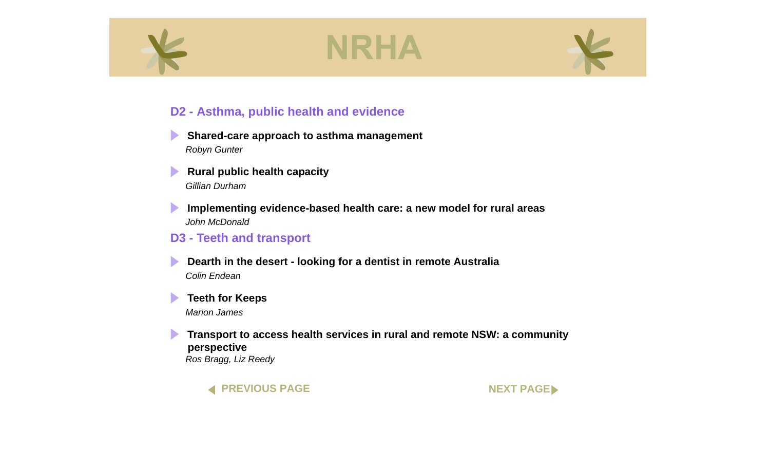## D2 - Asthma, public health and evidence

- **Shared-care approach to asthma management**
  *Robyn Gunter*

- **Rural public health capacity**
  *Gillian Durham*

- **Implementing evidence-based health care: a new model for rural areas**
  *John McDonald*

## D3 - Teeth and transport

- **Dearth in the desert - looking for a dentist in remote Australia**
  *Colin Endean*

- **Teeth for Keeps**
  *Marion James*

- **Transport to access health services in rural and remote NSW: a community perspective**
  *Ros Bragg, Liz Reedy*

PREVIOUS PAGE

NEXT PAGE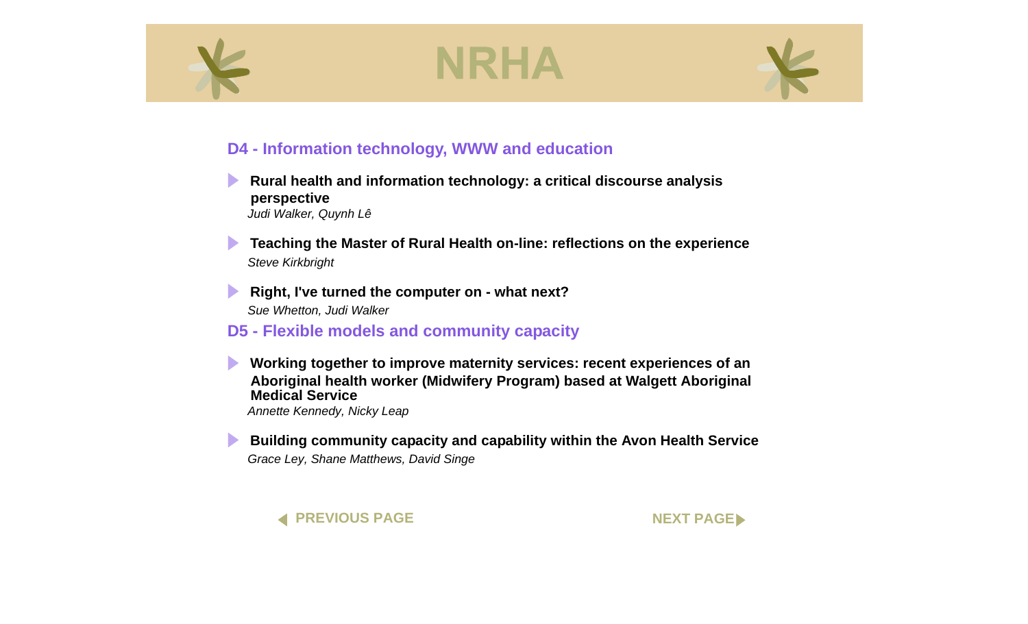## D4 - Information technology, WWW and education

- **Rural health and information technology: a critical discourse analysis perspective**
  *Judi Walker, Quynh Lê*

- **Teaching the Master of Rural Health on-line: reflections on the experience**
  *Steve Kirkbright*

- **Right, I've turned the computer on - what next?**
  *Sue Whetton, Judi Walker*

## D5 - Flexible models and community capacity

- **Working together to improve maternity services: recent experiences of an Aboriginal health worker (Midwifery Program) based at Walgett Aboriginal Medical Service**
  *Annette Kennedy, Nicky Leap*

- **Building community capacity and capability within the Avon Health Service**
  *Grace Ley, Shane Matthews, David Singe*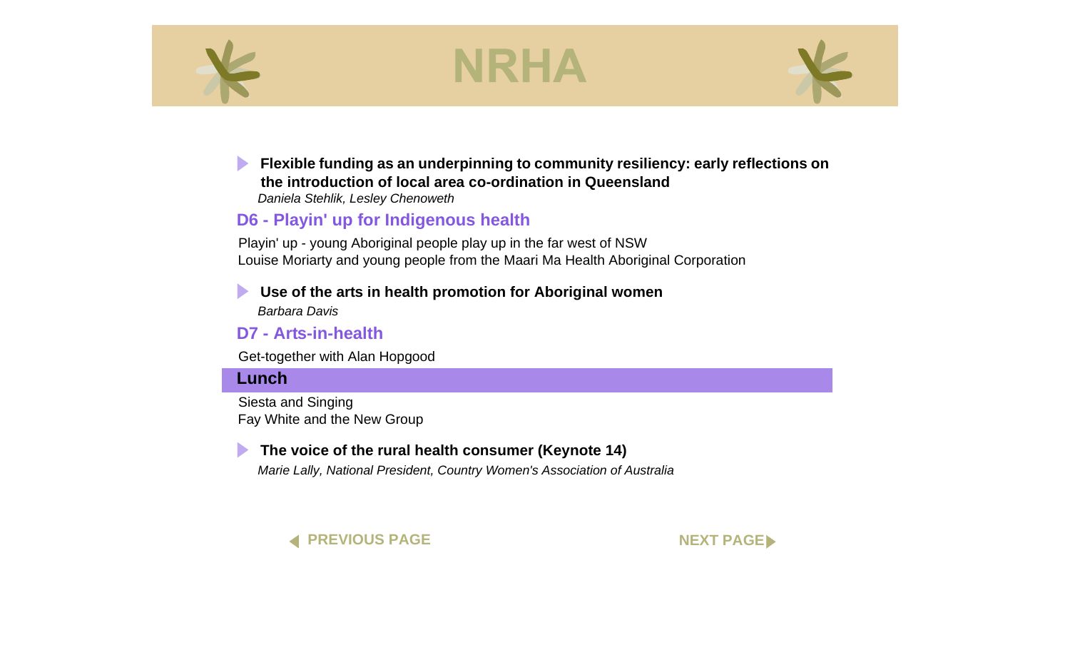- **Flexible funding as an underpinning to community resiliency: early reflections on the introduction of local area co-ordination in Queensland**
  *Daniela Stehlik, Lesley Chenoweth*

## D6 - Playin' up for Indigenous health

Playin' up - young Aboriginal people play up in the far west of NSW
Louise Moriarty and young people from the Maari Ma Health Aboriginal Corporation

- **Use of the arts in health promotion for Aboriginal women**
  *Barbara Davis*

## D7 - Arts-in-health

Get-together with Alan Hopgood

## Lunch

Siesta and Singing
Fay White and the New Group

- **The voice of the rural health consumer (Keynote 14)**
  *Marie Lally, National President, Country Women's Association of Australia*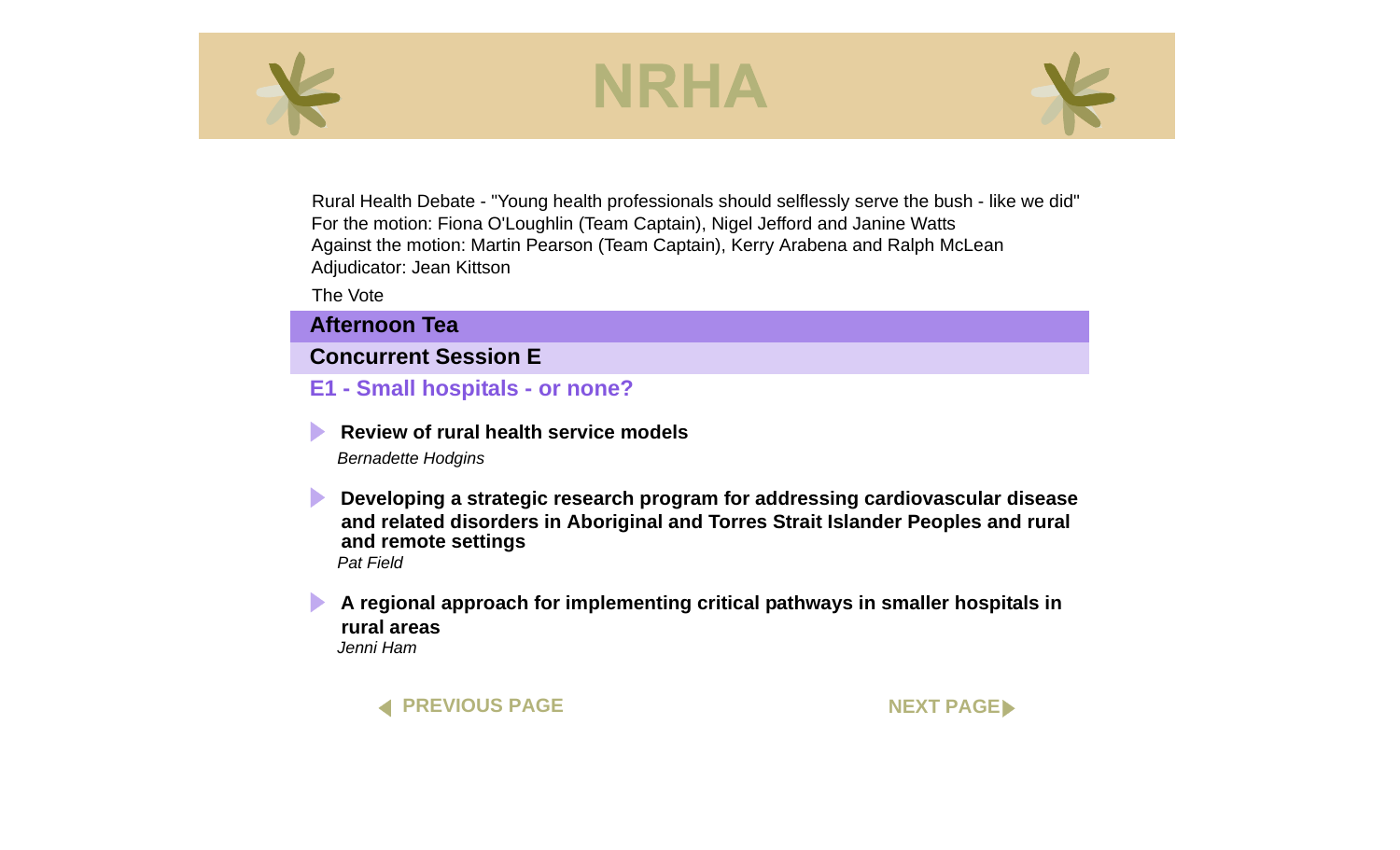Rural Health Debate - "Young health professionals should selflessly serve the bush - like we did"
For the motion: Fiona O'Loughlin (Team Captain), Nigel Jefford and Janine Watts
Against the motion: Martin Pearson (Team Captain), Kerry Arabena and Ralph McLean
Adjudicator: Jean Kittson

The Vote

## Afternoon Tea

## Concurrent Session E

### E1 - Small hospitals - or none?

- **Review of rural health service models**
  *Bernadette Hodgins*

- **Developing a strategic research program for addressing cardiovascular disease and related disorders in Aboriginal and Torres Strait Islander Peoples and rural and remote settings**
  *Pat Field*

- **A regional approach for implementing critical pathways in smaller hospitals in rural areas**
  *Jenni Ham*

PREVIOUS PAGE NEXT PAGE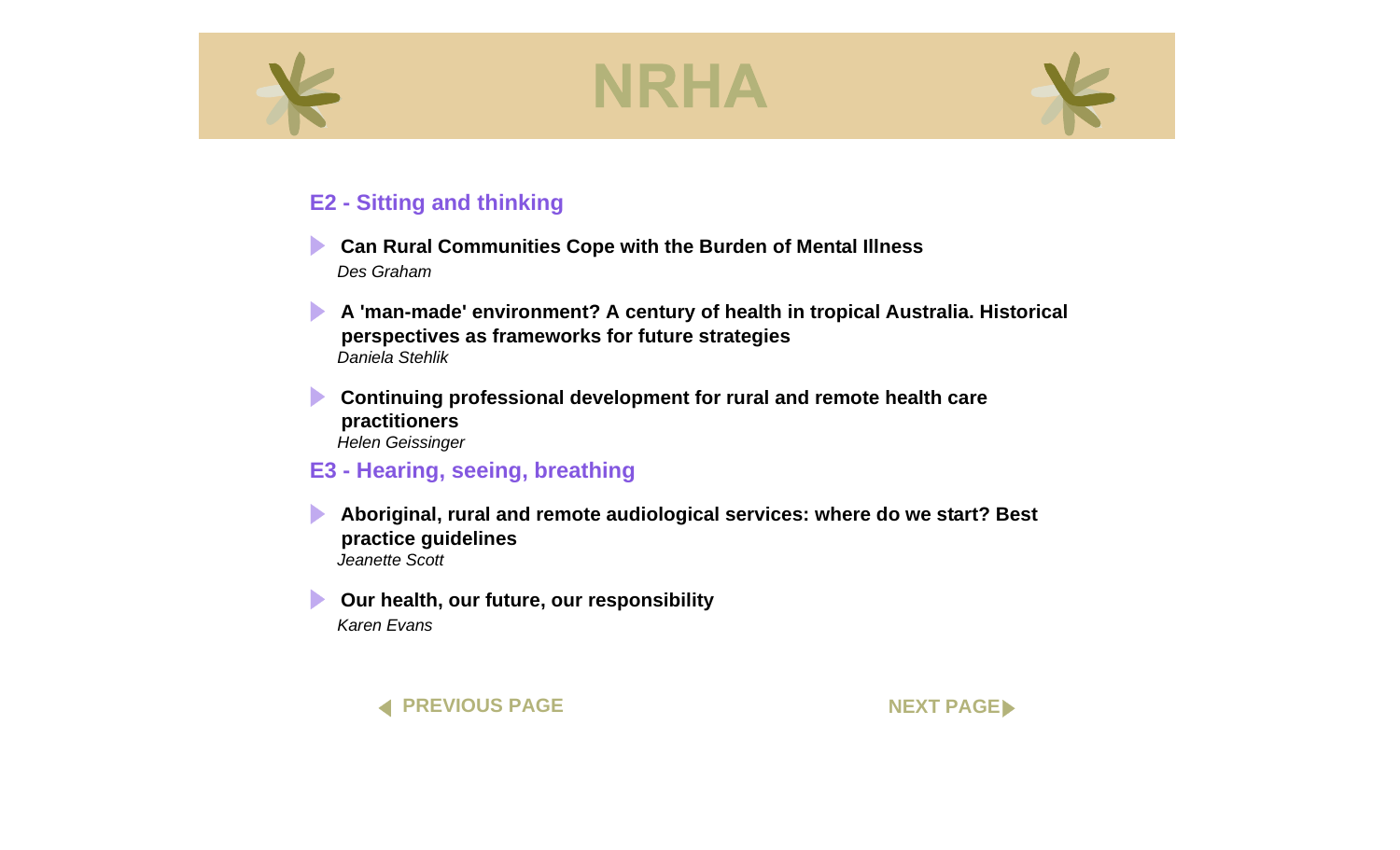## E2 - Sitting and thinking

- **Can Rural Communities Cope with the Burden of Mental Illness**
  *Des Graham*

- **A 'man-made' environment? A century of health in tropical Australia. Historical perspectives as frameworks for future strategies**
  *Daniela Stehlik*

- **Continuing professional development for rural and remote health care practitioners**
  *Helen Geissinger*

## E3 - Hearing, seeing, breathing

- **Aboriginal, rural and remote audiological services: where do we start? Best practice guidelines**
  *Jeanette Scott*

- **Our health, our future, our responsibility**
  *Karen Evans*

PREVIOUS PAGE NEXT PAGE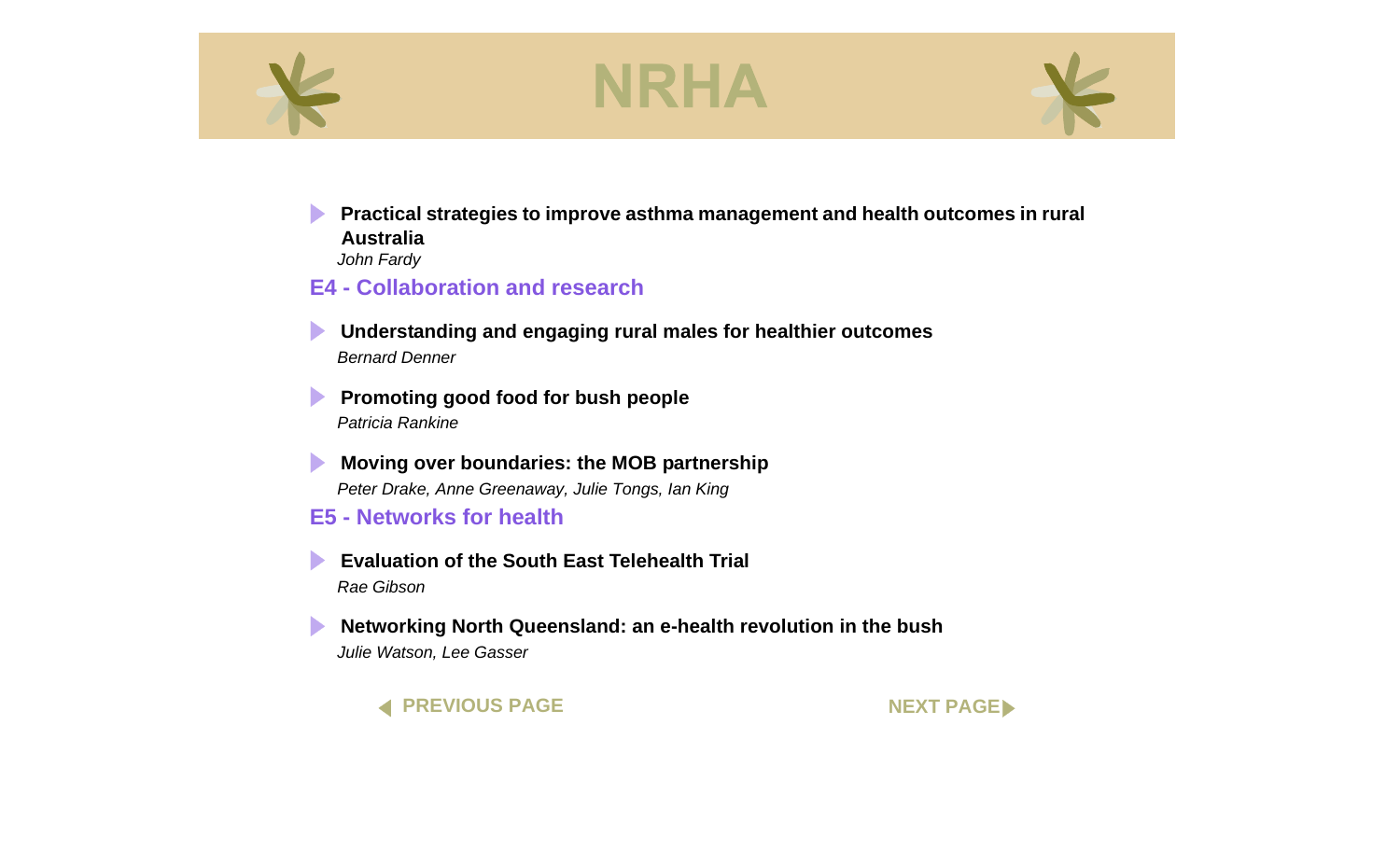- **Practical strategies to improve asthma management and health outcomes in rural Australia**
  *John Fardy*

## E4 - Collaboration and research

- **Understanding and engaging rural males for healthier outcomes**
  *Bernard Denner*

- **Promoting good food for bush people**
  *Patricia Rankine*

- **Moving over boundaries: the MOB partnership**
  *Peter Drake, Anne Greenaway, Julie Tongs, Ian King*

## E5 - Networks for health

- **Evaluation of the South East Telehealth Trial**
  *Rae Gibson*

- **Networking North Queensland: an e-health revolution in the bush**
  *Julie Watson, Lee Gasser*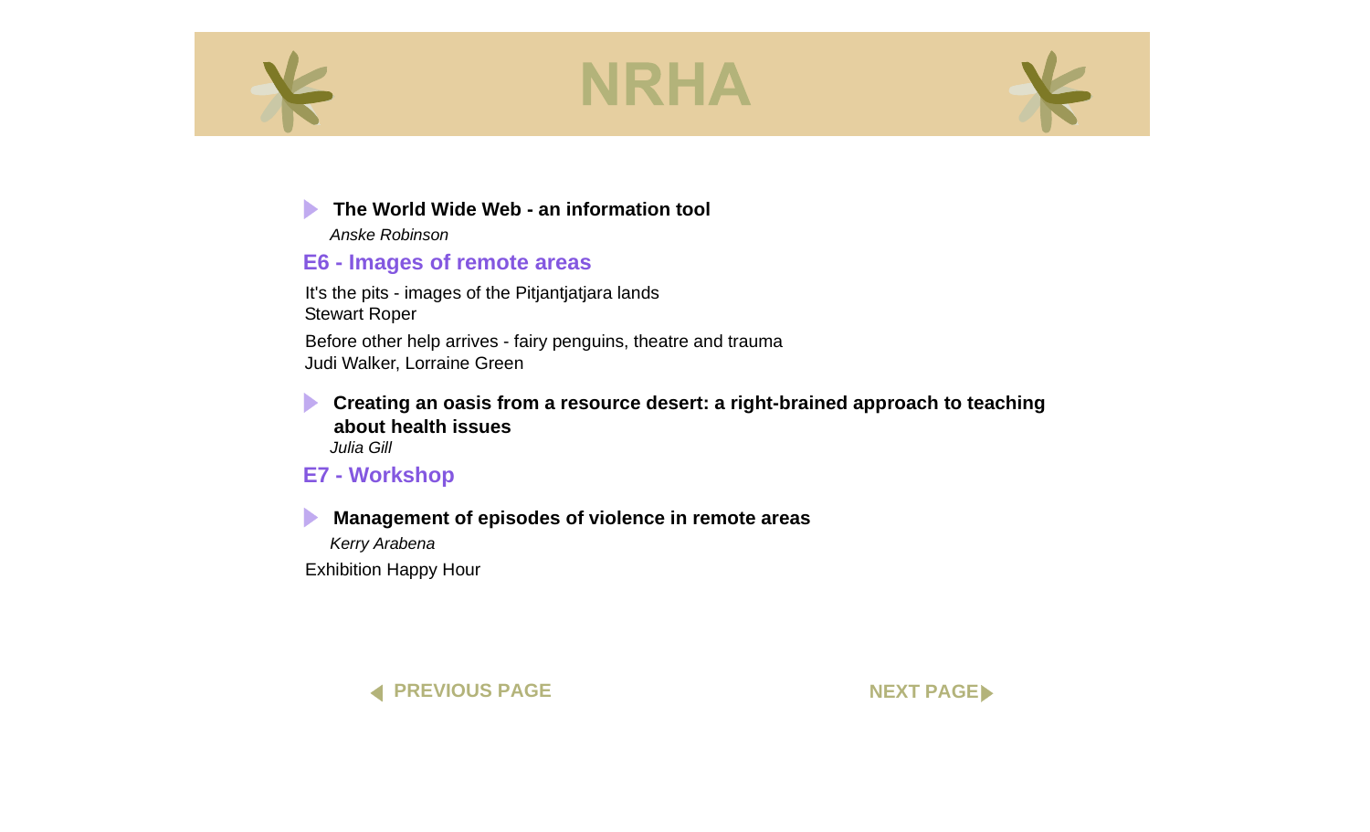**The World Wide Web - an information tool**
*Anske Robinson*

## E6 - Images of remote areas

It's the pits - images of the Pitjantjatjara lands
Stewart Roper

Before other help arrives - fairy penguins, theatre and trauma
Judi Walker, Lorraine Green

**Creating an oasis from a resource desert: a right-brained approach to teaching about health issues**
*Julia Gill*

## E7 - Workshop

**Management of episodes of violence in remote areas**
*Kerry Arabena*

Exhibition Happy Hour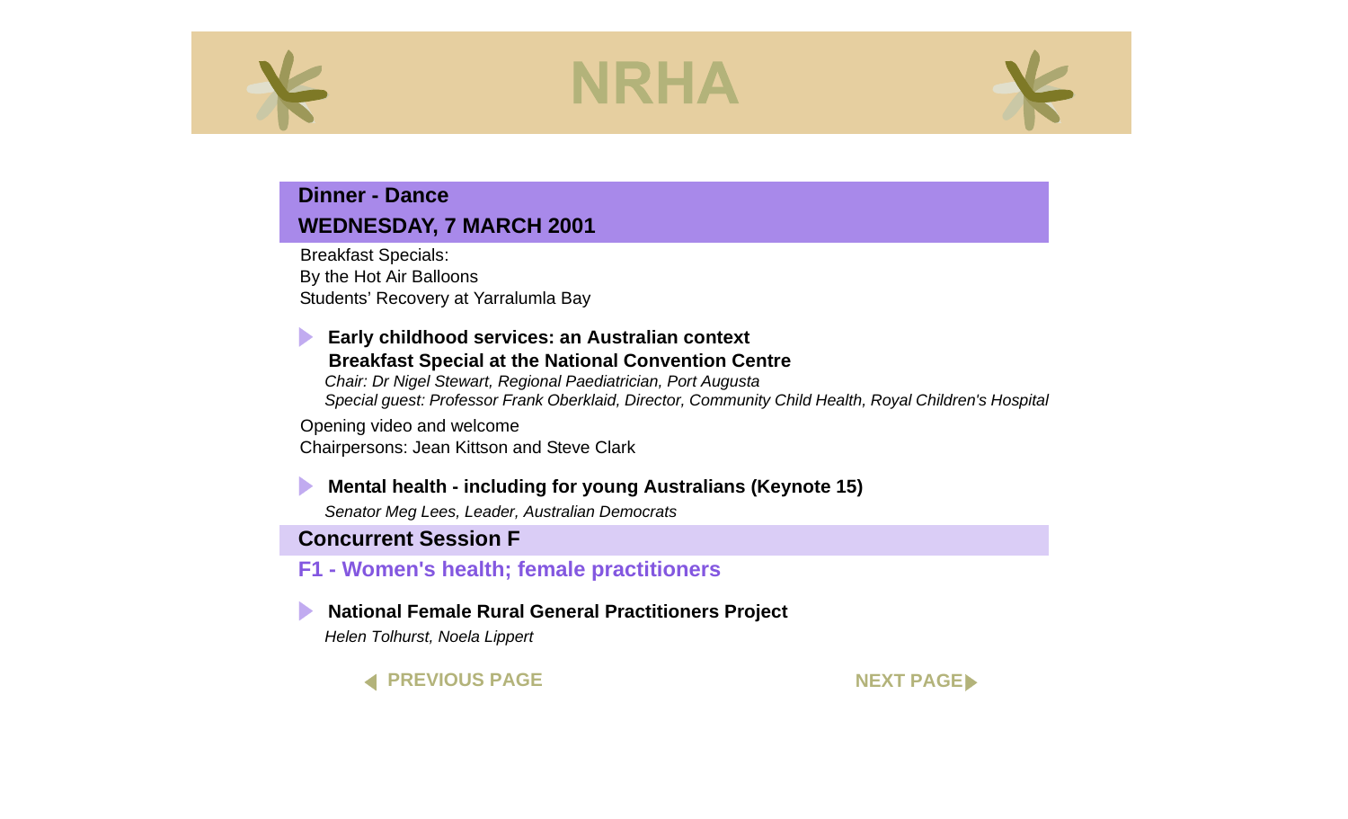## Dinner - Dance

## WEDNESDAY, 7 MARCH 2001

Breakfast Specials:
By the Hot Air Balloons
Students' Recovery at Yarralumla Bay

- **Early childhood services: an Australian context**
  **Breakfast Special at the National Convention Centre**
  *Chair: Dr Nigel Stewart, Regional Paediatrician, Port Augusta*
  *Special guest: Professor Frank Oberklaid, Director, Community Child Health, Royal Children's Hospital*

Opening video and welcome
Chairpersons: Jean Kittson and Steve Clark

- **Mental health - including for young Australians (Keynote 15)**
  *Senator Meg Lees, Leader, Australian Democrats*

## Concurrent Session F

### F1 - Women's health; female practitioners

- **National Female Rural General Practitioners Project**
  *Helen Tolhurst, Noela Lippert*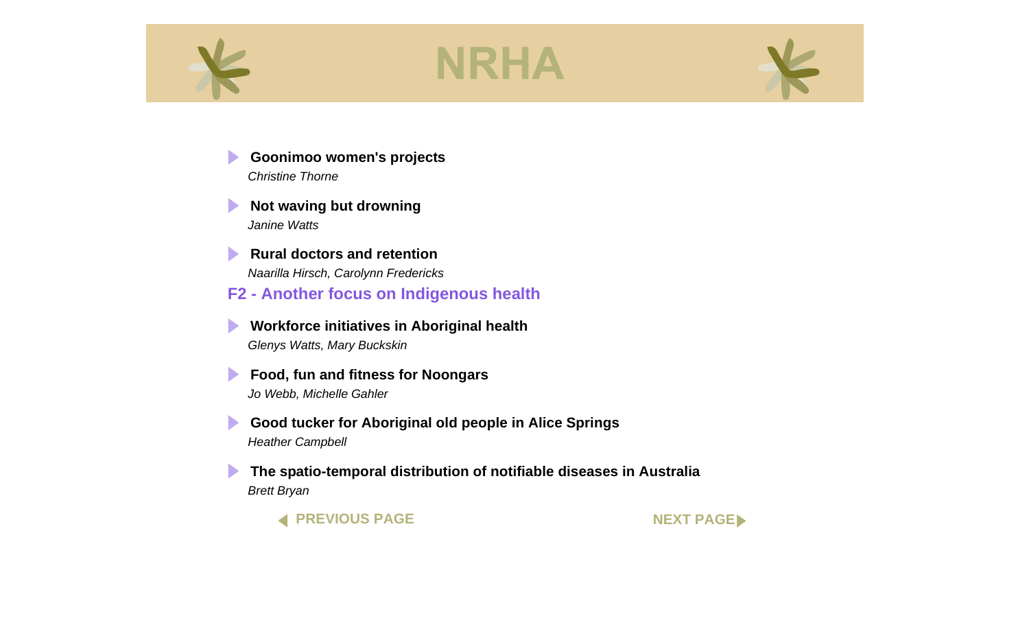# NRHA

- **Goonimoo women's projects**
  *Christine Thorne*

- **Not waving but drowning**
  *Janine Watts*

- **Rural doctors and retention**
  *Naarilla Hirsch, Carolynn Fredericks*

## F2 - Another focus on Indigenous health

- **Workforce initiatives in Aboriginal health**
  *Glenys Watts, Mary Buckskin*

- **Food, fun and fitness for Noongars**
  *Jo Webb, Michelle Gahler*

- **Good tucker for Aboriginal old people in Alice Springs**
  *Heather Campbell*

- **The spatio-temporal distribution of notifiable diseases in Australia**
  *Brett Bryan*

PREVIOUS PAGE    NEXT PAGE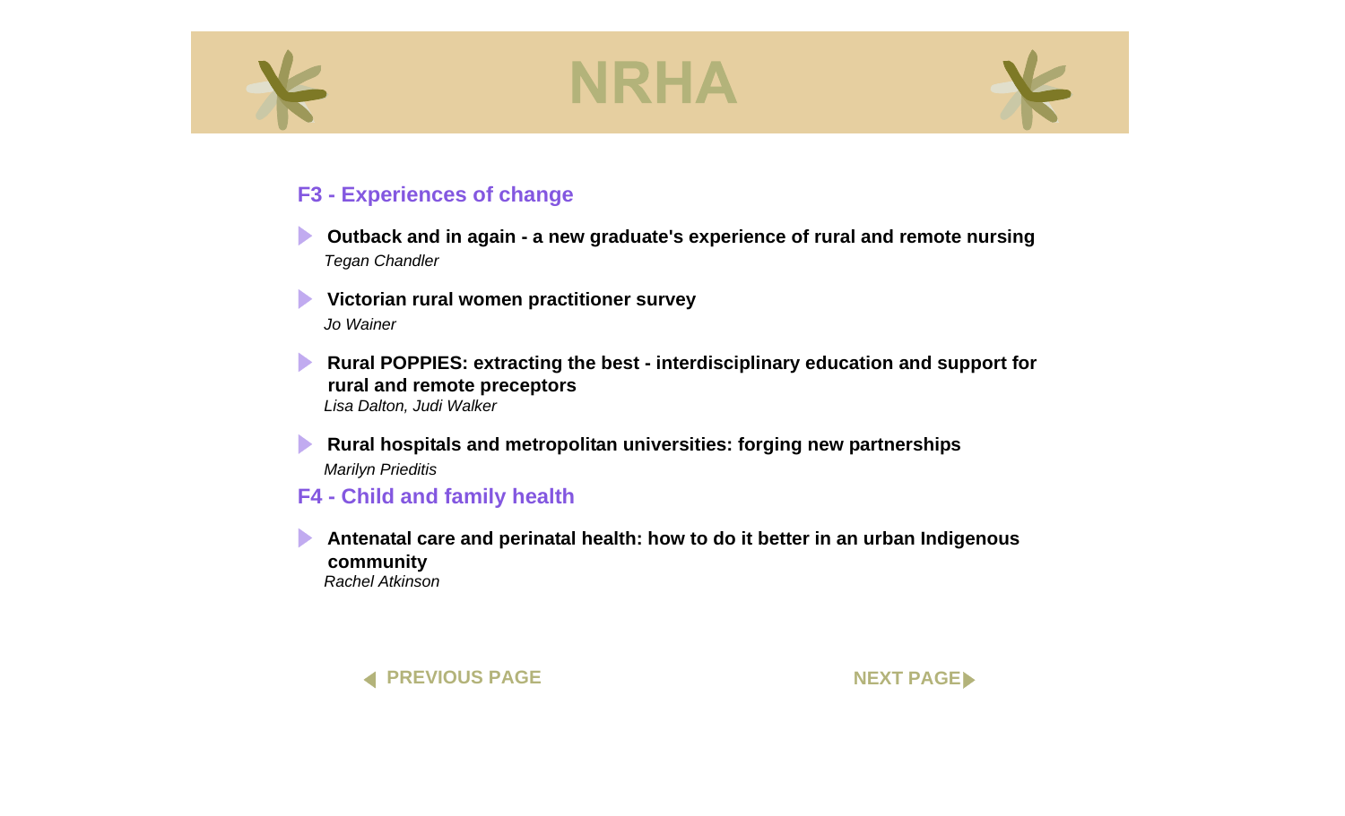## F3 - Experiences of change

- **Outback and in again - a new graduate's experience of rural and remote nursing**
  *Tegan Chandler*

- **Victorian rural women practitioner survey**
  *Jo Wainer*

- **Rural POPPIES: extracting the best - interdisciplinary education and support for rural and remote preceptors**
  *Lisa Dalton, Judi Walker*

- **Rural hospitals and metropolitan universities: forging new partnerships**
  *Marilyn Prieditis*

## F4 - Child and family health

- **Antenatal care and perinatal health: how to do it better in an urban Indigenous community**
  *Rachel Atkinson*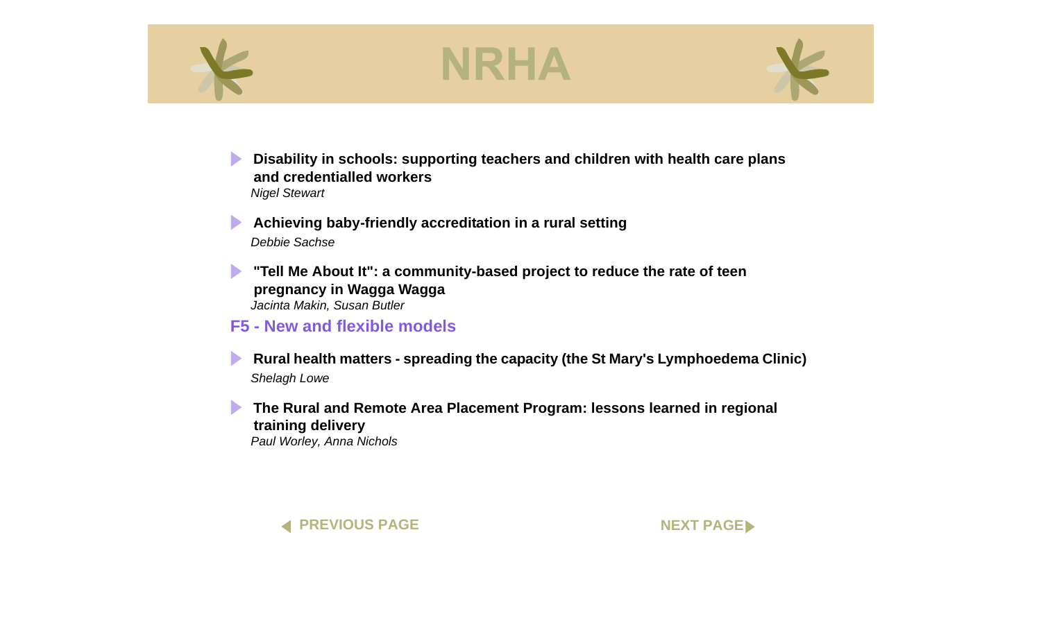- **Disability in schools: supporting teachers and children with health care plans and credentialled workers**
  *Nigel Stewart*

- **Achieving baby-friendly accreditation in a rural setting**
  *Debbie Sachse*

- **"Tell Me About It": a community-based project to reduce the rate of teen pregnancy in Wagga Wagga**
  *Jacinta Makin, Susan Butler*

## F5 - New and flexible models

- **Rural health matters - spreading the capacity (the St Mary's Lymphoedema Clinic)**
  *Shelagh Lowe*

- **The Rural and Remote Area Placement Program: lessons learned in regional training delivery**
  *Paul Worley, Anna Nichols*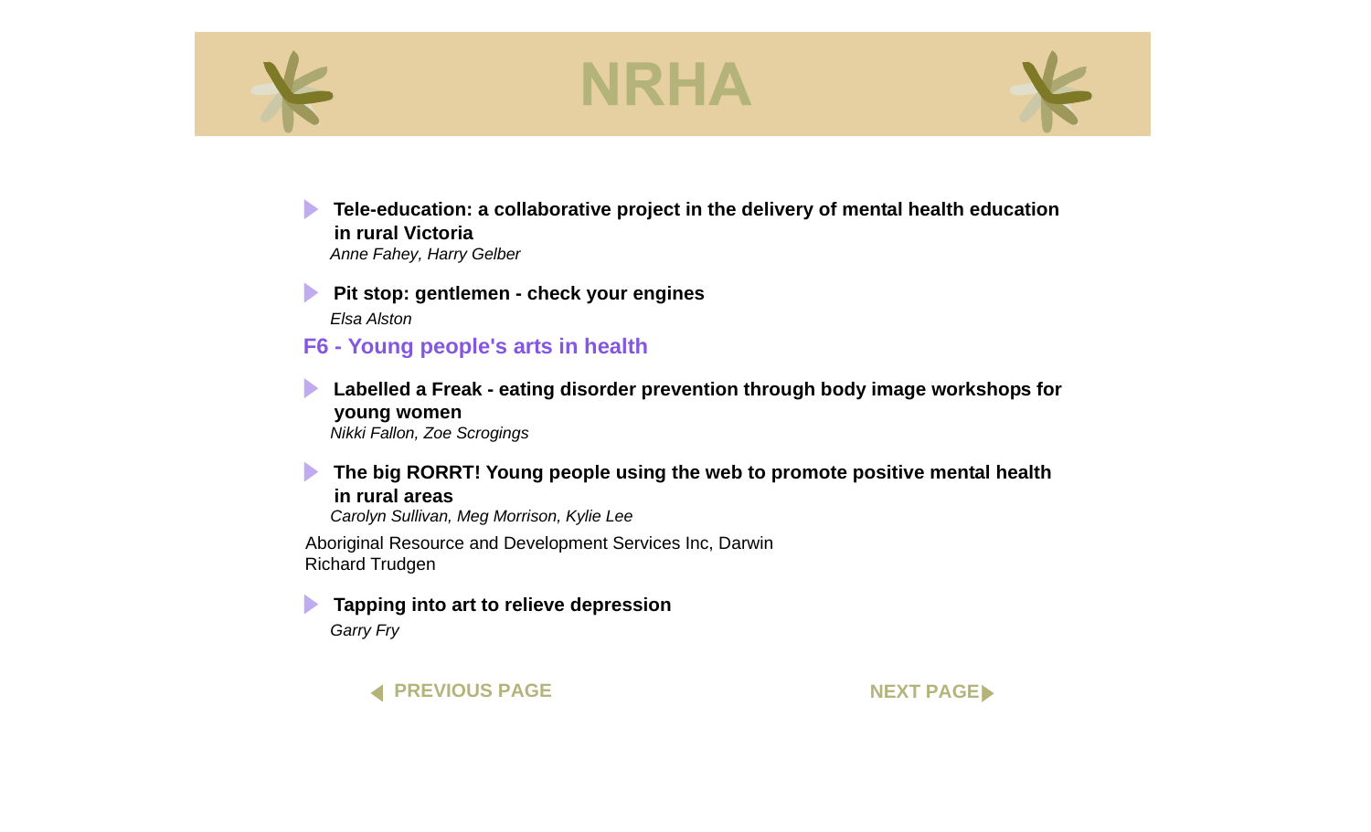- **Tele-education: a collaborative project in the delivery of mental health education in rural Victoria**
  *Anne Fahey, Harry Gelber*

- **Pit stop: gentlemen - check your engines**
  *Elsa Alston*

## F6 - Young people's arts in health

- **Labelled a Freak - eating disorder prevention through body image workshops for young women**
  *Nikki Fallon, Zoe Scrogings*

- **The big RORRT! Young people using the web to promote positive mental health in rural areas**
  *Carolyn Sullivan, Meg Morrison, Kylie Lee*

Aboriginal Resource and Development Services Inc, Darwin
Richard Trudgen

- **Tapping into art to relieve depression**
  *Garry Fry*

PREVIOUS PAGE

NEXT PAGE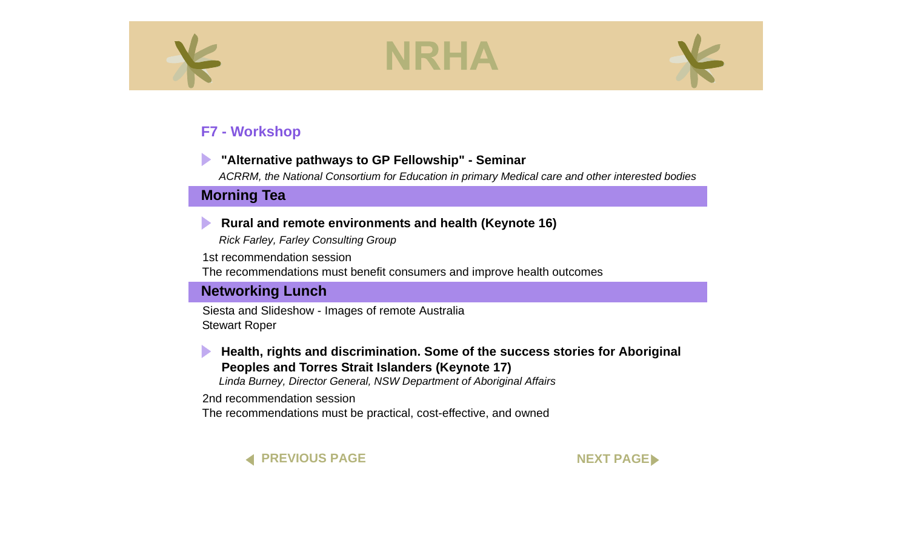## F7 - Workshop

- **"Alternative pathways to GP Fellowship" - Seminar**
  *ACRRM, the National Consortium for Education in primary Medical care and other interested bodies*

### Morning Tea

- **Rural and remote environments and health (Keynote 16)**
  *Rick Farley, Farley Consulting Group*

1st recommendation session
The recommendations must benefit consumers and improve health outcomes

### Networking Lunch

Siesta and Slideshow - Images of remote Australia
Stewart Roper

- **Health, rights and discrimination. Some of the success stories for Aboriginal Peoples and Torres Strait Islanders (Keynote 17)**
  *Linda Burney, Director General, NSW Department of Aboriginal Affairs*

2nd recommendation session
The recommendations must be practical, cost-effective, and owned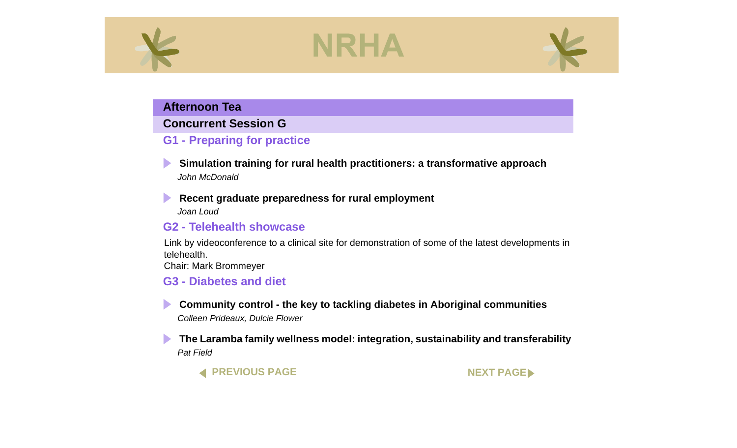## Afternoon Tea

## Concurrent Session G

### G1 - Preparing for practice

- **Simulation training for rural health practitioners: a transformative approach**
  *John McDonald*

- **Recent graduate preparedness for rural employment**
  *Joan Loud*

### G2 - Telehealth showcase

Link by videoconference to a clinical site for demonstration of some of the latest developments in telehealth.
Chair: Mark Brommeyer

### G3 - Diabetes and diet

- **Community control - the key to tackling diabetes in Aboriginal communities**
  *Colleen Prideaux, Dulcie Flower*

- **The Laramba family wellness model: integration, sustainability and transferability**
  *Pat Field*

PREVIOUS PAGE NEXT PAGE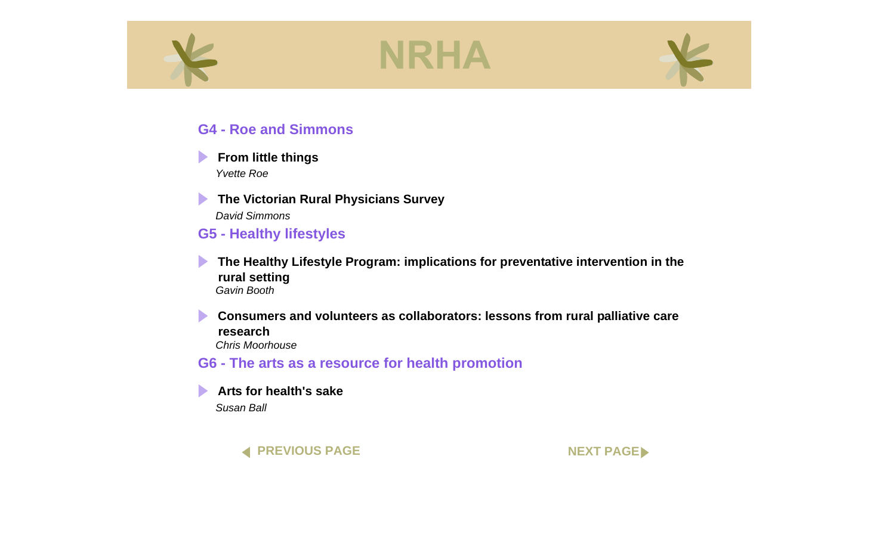## G4 - Roe and Simmons

- **From little things**
  *Yvette Roe*

- **The Victorian Rural Physicians Survey**
  *David Simmons*

## G5 - Healthy lifestyles

- **The Healthy Lifestyle Program: implications for preventative intervention in the rural setting**
  *Gavin Booth*

- **Consumers and volunteers as collaborators: lessons from rural palliative care research**
  *Chris Moorhouse*

## G6 - The arts as a resource for health promotion

- **Arts for health's sake**
  *Susan Ball*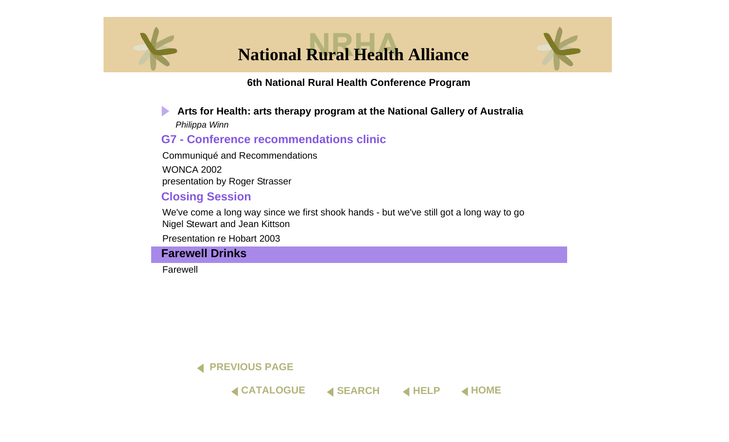# National Rural Health Alliance

**6th National Rural Health Conference Program**

**Arts for Health: arts therapy program at the National Gallery of Australia**
*Philippa Winn*

## G7 - Conference recommendations clinic

Communiqué and Recommendations

WONCA 2002
presentation by Roger Strasser

## Closing Session

We've come a long way since we first shook hands - but we've still got a long way to go
Nigel Stewart and Jean Kittson

Presentation re Hobart 2003

## Farewell Drinks

Farewell

PREVIOUS PAGE

CATALOGUE SEARCH HELP HOME